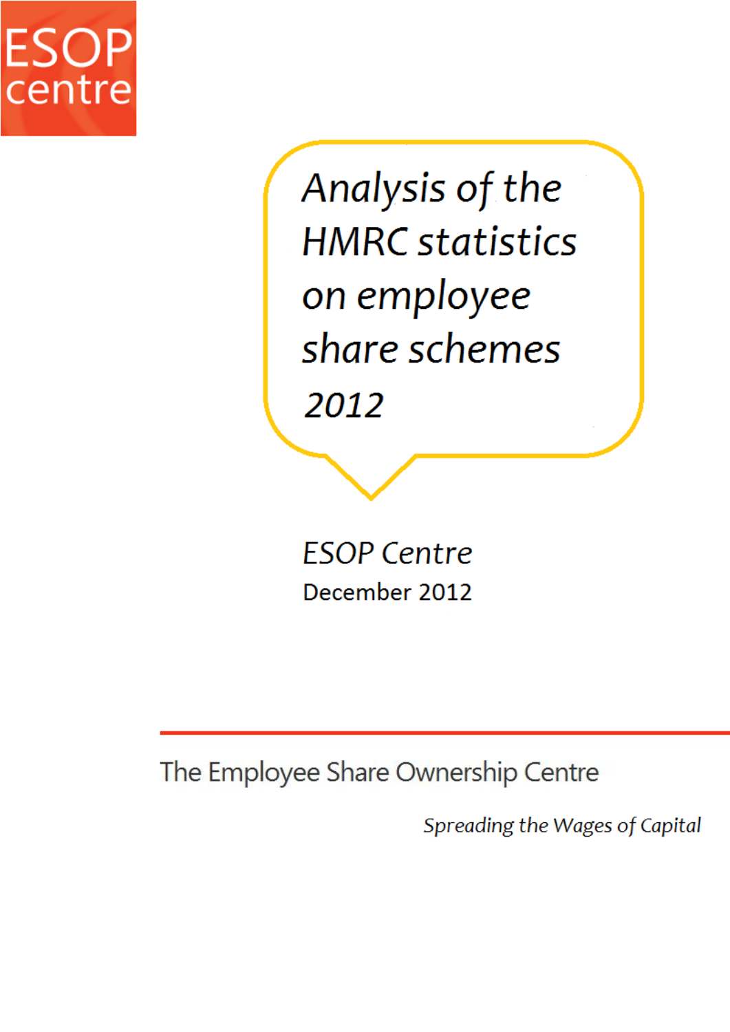ESOP centre

# Analysis of the HMRC statistics on employee share schemes 2012

ESOP Centre

December 2012

The Employee Share Ownership Centre

*Spreading the Wages of Capital*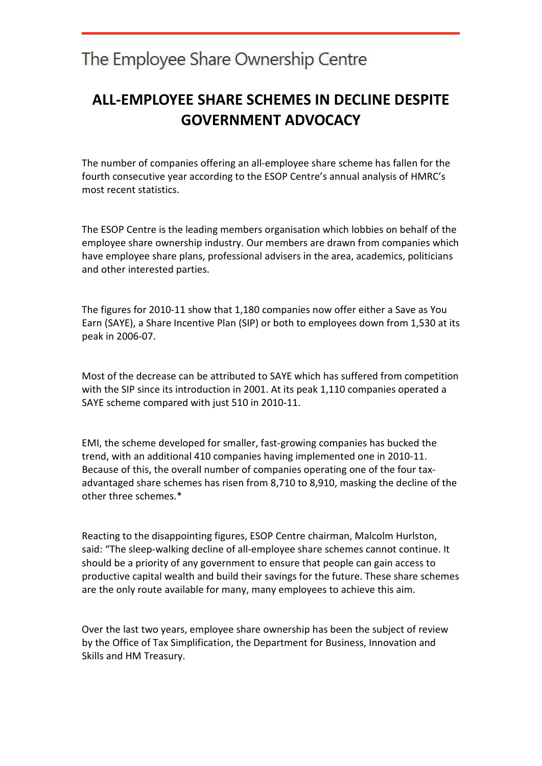The Employee Share Ownership Centre

# ALL-EMPLOYEE SHARE SCHEMES IN DECLINE DESPITE GOVERNMENT ADVOCACY

The number of companies offering an all-employee share scheme has fallen for the fourth consecutive year according to the ESOP Centre's annual analysis of HMRC's most recent statistics.

The ESOP Centre is the leading members organisation which lobbies on behalf of the employee share ownership industry. Our members are drawn from companies which have employee share plans, professional advisers in the area, academics, politicians and other interested parties.

The figures for 2010-11 show that 1,180 companies now offer either a Save as You Earn (SAYE), a Share Incentive Plan (SIP) or both to employees down from 1,530 at its peak in 2006-07.

Most of the decrease can be attributed to SAYE which has suffered from competition with the SIP since its introduction in 2001. At its peak 1,110 companies operated a SAYE scheme compared with just 510 in 2010-11.

EMI, the scheme developed for smaller, fast-growing companies has bucked the trend, with an additional 410 companies having implemented one in 2010-11. Because of this, the overall number of companies operating one of the four tax-advantaged share schemes has risen from 8,710 to 8,910, masking the decline of the other three schemes.*

Reacting to the disappointing figures, ESOP Centre chairman, Malcolm Hurlston, said: "The sleep-walking decline of all-employee share schemes cannot continue. It should be a priority of any government to ensure that people can gain access to productive capital wealth and build their savings for the future. These share schemes are the only route available for many, many employees to achieve this aim.

Over the last two years, employee share ownership has been the subject of review by the Office of Tax Simplification, the Department for Business, Innovation and Skills and HM Treasury.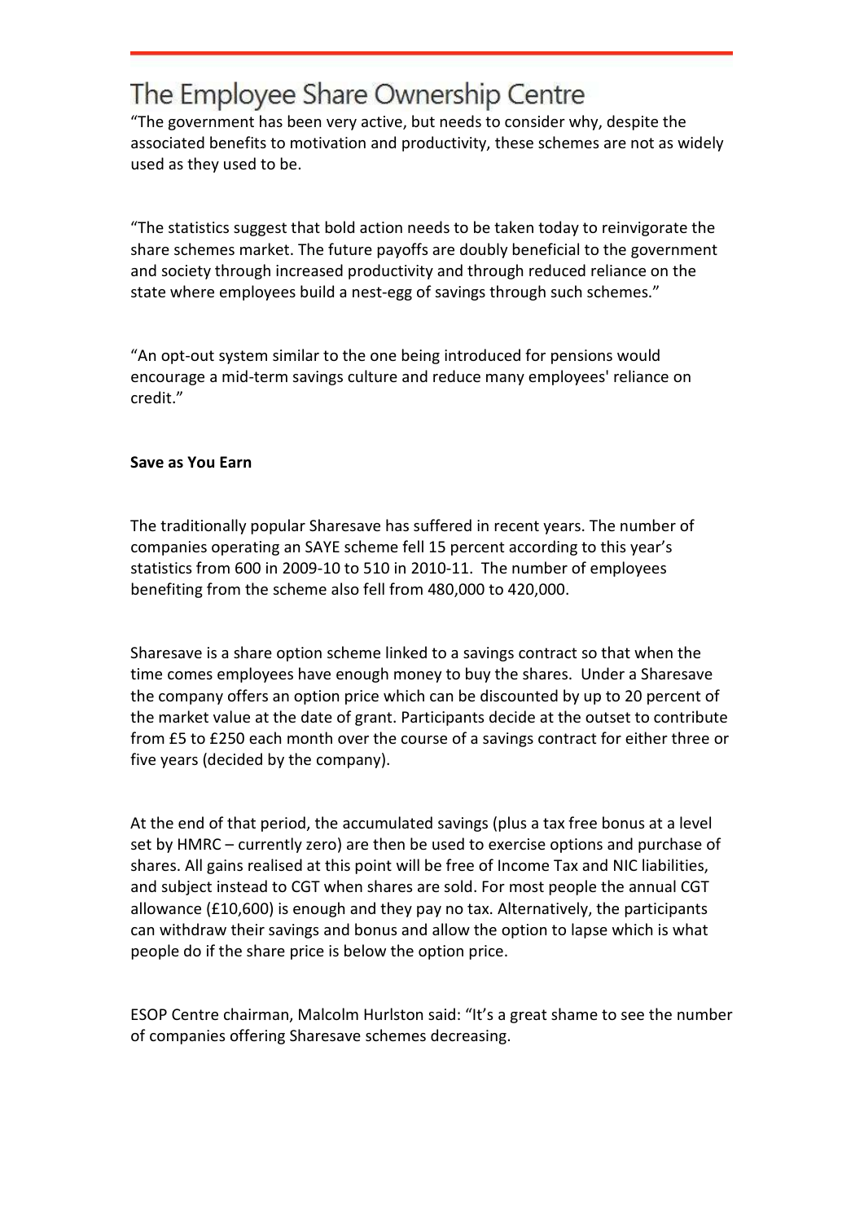"The government has been very active, but needs to consider why, despite the associated benefits to motivation and productivity, these schemes are not as widely used as they used to be.

"The statistics suggest that bold action needs to be taken today to reinvigorate the share schemes market. The future payoffs are doubly beneficial to the government and society through increased productivity and through reduced reliance on the state where employees build a nest-egg of savings through such schemes."

"An opt-out system similar to the one being introduced for pensions would encourage a mid-term savings culture and reduce many employees' reliance on credit."

**Save as You Earn**

The traditionally popular Sharesave has suffered in recent years. The number of companies operating an SAYE scheme fell 15 percent according to this year's statistics from 600 in 2009-10 to 510 in 2010-11. The number of employees benefiting from the scheme also fell from 480,000 to 420,000.

Sharesave is a share option scheme linked to a savings contract so that when the time comes employees have enough money to buy the shares. Under a Sharesave the company offers an option price which can be discounted by up to 20 percent of the market value at the date of grant. Participants decide at the outset to contribute from £5 to £250 each month over the course of a savings contract for either three or five years (decided by the company).

At the end of that period, the accumulated savings (plus a tax free bonus at a level set by HMRC – currently zero) are then be used to exercise options and purchase of shares. All gains realised at this point will be free of Income Tax and NIC liabilities, and subject instead to CGT when shares are sold. For most people the annual CGT allowance (£10,600) is enough and they pay no tax. Alternatively, the participants can withdraw their savings and bonus and allow the option to lapse which is what people do if the share price is below the option price.

ESOP Centre chairman, Malcolm Hurlston said: "It's a great shame to see the number of companies offering Sharesave schemes decreasing.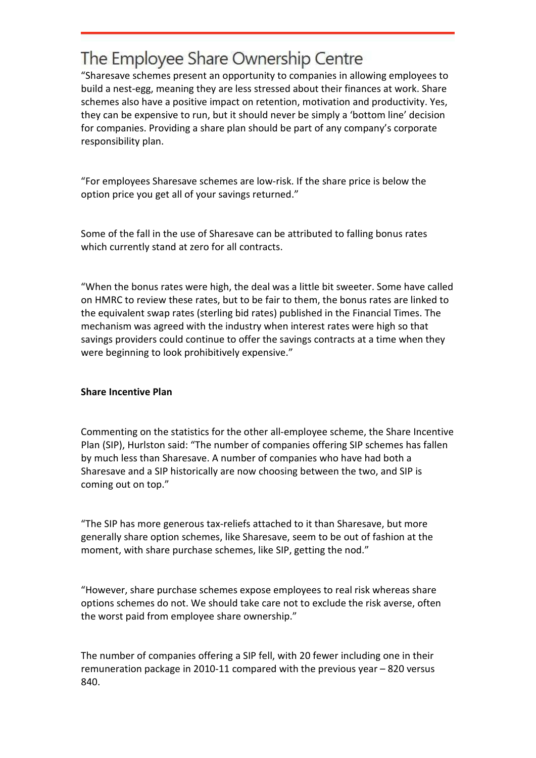# The Employee Share Ownership Centre

"Sharesave schemes present an opportunity to companies in allowing employees to build a nest-egg, meaning they are less stressed about their finances at work. Share schemes also have a positive impact on retention, motivation and productivity. Yes, they can be expensive to run, but it should never be simply a 'bottom line' decision for companies. Providing a share plan should be part of any company's corporate responsibility plan.

"For employees Sharesave schemes are low-risk. If the share price is below the option price you get all of your savings returned."

Some of the fall in the use of Sharesave can be attributed to falling bonus rates which currently stand at zero for all contracts.

"When the bonus rates were high, the deal was a little bit sweeter. Some have called on HMRC to review these rates, but to be fair to them, the bonus rates are linked to the equivalent swap rates (sterling bid rates) published in the Financial Times. The mechanism was agreed with the industry when interest rates were high so that savings providers could continue to offer the savings contracts at a time when they were beginning to look prohibitively expensive."

**Share Incentive Plan**

Commenting on the statistics for the other all-employee scheme, the Share Incentive Plan (SIP), Hurlston said: "The number of companies offering SIP schemes has fallen by much less than Sharesave. A number of companies who have had both a Sharesave and a SIP historically are now choosing between the two, and SIP is coming out on top."

"The SIP has more generous tax-reliefs attached to it than Sharesave, but more generally share option schemes, like Sharesave, seem to be out of fashion at the moment, with share purchase schemes, like SIP, getting the nod."

"However, share purchase schemes expose employees to real risk whereas share options schemes do not. We should take care not to exclude the risk averse, often the worst paid from employee share ownership."

The number of companies offering a SIP fell, with 20 fewer including one in their remuneration package in 2010-11 compared with the previous year – 820 versus 840.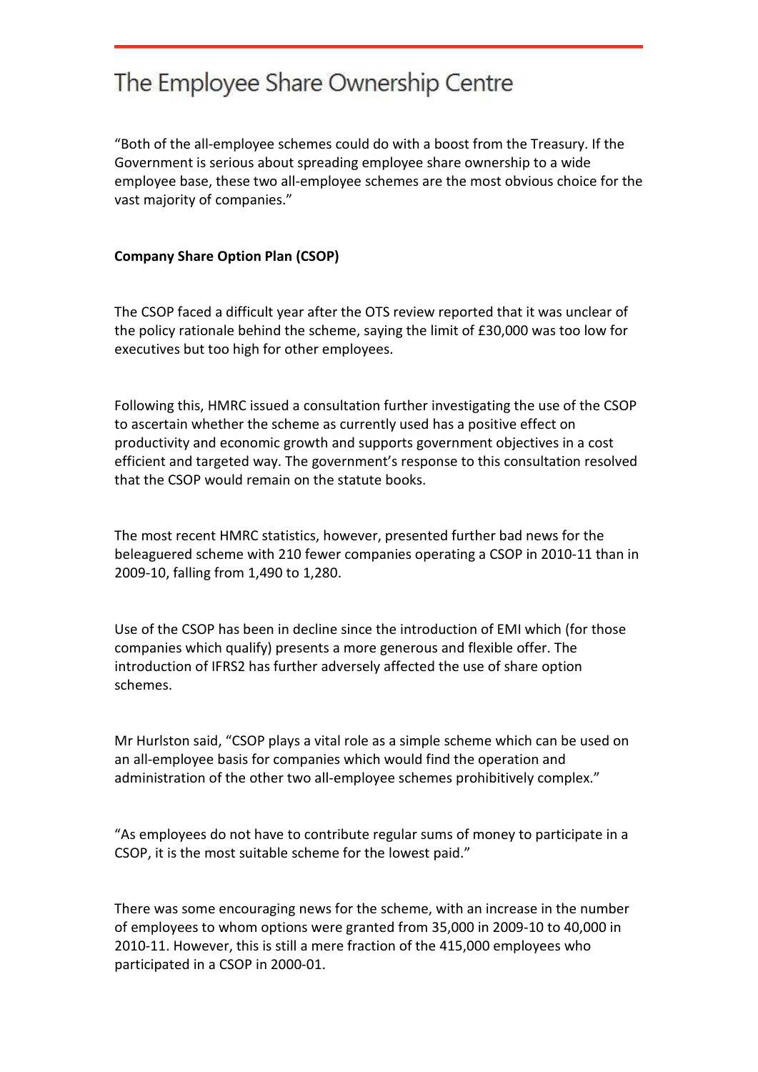"Both of the all-employee schemes could do with a boost from the Treasury. If the Government is serious about spreading employee share ownership to a wide employee base, these two all-employee schemes are the most obvious choice for the vast majority of companies."

**Company Share Option Plan (CSOP)**

The CSOP faced a difficult year after the OTS review reported that it was unclear of the policy rationale behind the scheme, saying the limit of £30,000 was too low for executives but too high for other employees.

Following this, HMRC issued a consultation further investigating the use of the CSOP to ascertain whether the scheme as currently used has a positive effect on productivity and economic growth and supports government objectives in a cost efficient and targeted way. The government's response to this consultation resolved that the CSOP would remain on the statute books.

The most recent HMRC statistics, however, presented further bad news for the beleaguered scheme with 210 fewer companies operating a CSOP in 2010-11 than in 2009-10, falling from 1,490 to 1,280.

Use of the CSOP has been in decline since the introduction of EMI which (for those companies which qualify) presents a more generous and flexible offer. The introduction of IFRS2 has further adversely affected the use of share option schemes.

Mr Hurlston said, "CSOP plays a vital role as a simple scheme which can be used on an all-employee basis for companies which would find the operation and administration of the other two all-employee schemes prohibitively complex."

"As employees do not have to contribute regular sums of money to participate in a CSOP, it is the most suitable scheme for the lowest paid."

There was some encouraging news for the scheme, with an increase in the number of employees to whom options were granted from 35,000 in 2009-10 to 40,000 in 2010-11. However, this is still a mere fraction of the 415,000 employees who participated in a CSOP in 2000-01.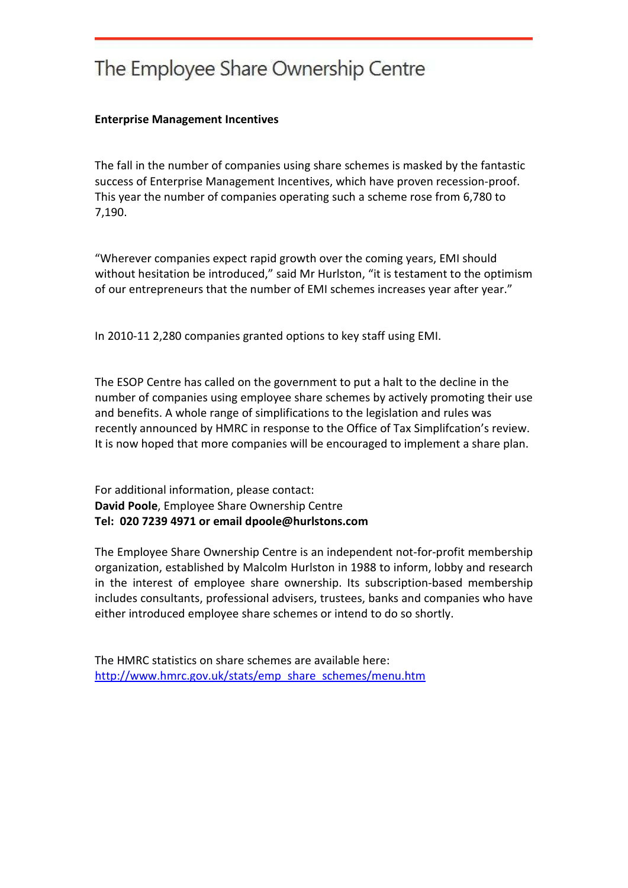# The Employee Share Ownership Centre

**Enterprise Management Incentives**

The fall in the number of companies using share schemes is masked by the fantastic success of Enterprise Management Incentives, which have proven recession-proof. This year the number of companies operating such a scheme rose from 6,780 to 7,190.

"Wherever companies expect rapid growth over the coming years, EMI should without hesitation be introduced," said Mr Hurlston, "it is testament to the optimism of our entrepreneurs that the number of EMI schemes increases year after year."

In 2010-11 2,280 companies granted options to key staff using EMI.

The ESOP Centre has called on the government to put a halt to the decline in the number of companies using employee share schemes by actively promoting their use and benefits. A whole range of simplifications to the legislation and rules was recently announced by HMRC in response to the Office of Tax Simplifcation's review. It is now hoped that more companies will be encouraged to implement a share plan.

For additional information, please contact:
**David Poole**, Employee Share Ownership Centre
**Tel: 020 7239 4971 or email dpoole@hurlstons.com**

The Employee Share Ownership Centre is an independent not-for-profit membership organization, established by Malcolm Hurlston in 1988 to inform, lobby and research in the interest of employee share ownership. Its subscription-based membership includes consultants, professional advisers, trustees, banks and companies who have either introduced employee share schemes or intend to do so shortly.

The HMRC statistics on share schemes are available here:
http://www.hmrc.gov.uk/stats/emp_share_schemes/menu.htm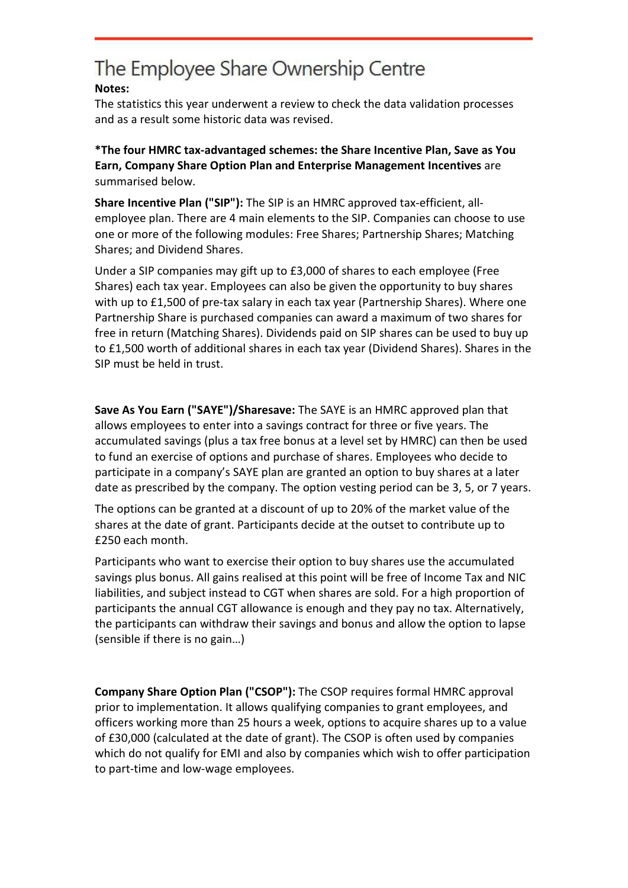# The Employee Share Ownership Centre

**Notes:**

The statistics this year underwent a review to check the data validation processes and as a result some historic data was revised.

***The four HMRC tax-advantaged schemes: the Share Incentive Plan, Save as You Earn, Company Share Option Plan and Enterprise Management Incentives** are summarised below.

**Share Incentive Plan ("SIP"):** The SIP is an HMRC approved tax-efficient, all-employee plan. There are 4 main elements to the SIP. Companies can choose to use one or more of the following modules: Free Shares; Partnership Shares; Matching Shares; and Dividend Shares.

Under a SIP companies may gift up to £3,000 of shares to each employee (Free Shares) each tax year. Employees can also be given the opportunity to buy shares with up to £1,500 of pre-tax salary in each tax year (Partnership Shares). Where one Partnership Share is purchased companies can award a maximum of two shares for free in return (Matching Shares). Dividends paid on SIP shares can be used to buy up to £1,500 worth of additional shares in each tax year (Dividend Shares). Shares in the SIP must be held in trust.

**Save As You Earn ("SAYE")/Sharesave:** The SAYE is an HMRC approved plan that allows employees to enter into a savings contract for three or five years. The accumulated savings (plus a tax free bonus at a level set by HMRC) can then be used to fund an exercise of options and purchase of shares. Employees who decide to participate in a company's SAYE plan are granted an option to buy shares at a later date as prescribed by the company. The option vesting period can be 3, 5, or 7 years.

The options can be granted at a discount of up to 20% of the market value of the shares at the date of grant. Participants decide at the outset to contribute up to £250 each month.

Participants who want to exercise their option to buy shares use the accumulated savings plus bonus. All gains realised at this point will be free of Income Tax and NIC liabilities, and subject instead to CGT when shares are sold. For a high proportion of participants the annual CGT allowance is enough and they pay no tax. Alternatively, the participants can withdraw their savings and bonus and allow the option to lapse (sensible if there is no gain…)

**Company Share Option Plan ("CSOP"):** The CSOP requires formal HMRC approval prior to implementation. It allows qualifying companies to grant employees, and officers working more than 25 hours a week, options to acquire shares up to a value of £30,000 (calculated at the date of grant). The CSOP is often used by companies which do not qualify for EMI and also by companies which wish to offer participation to part-time and low-wage employees.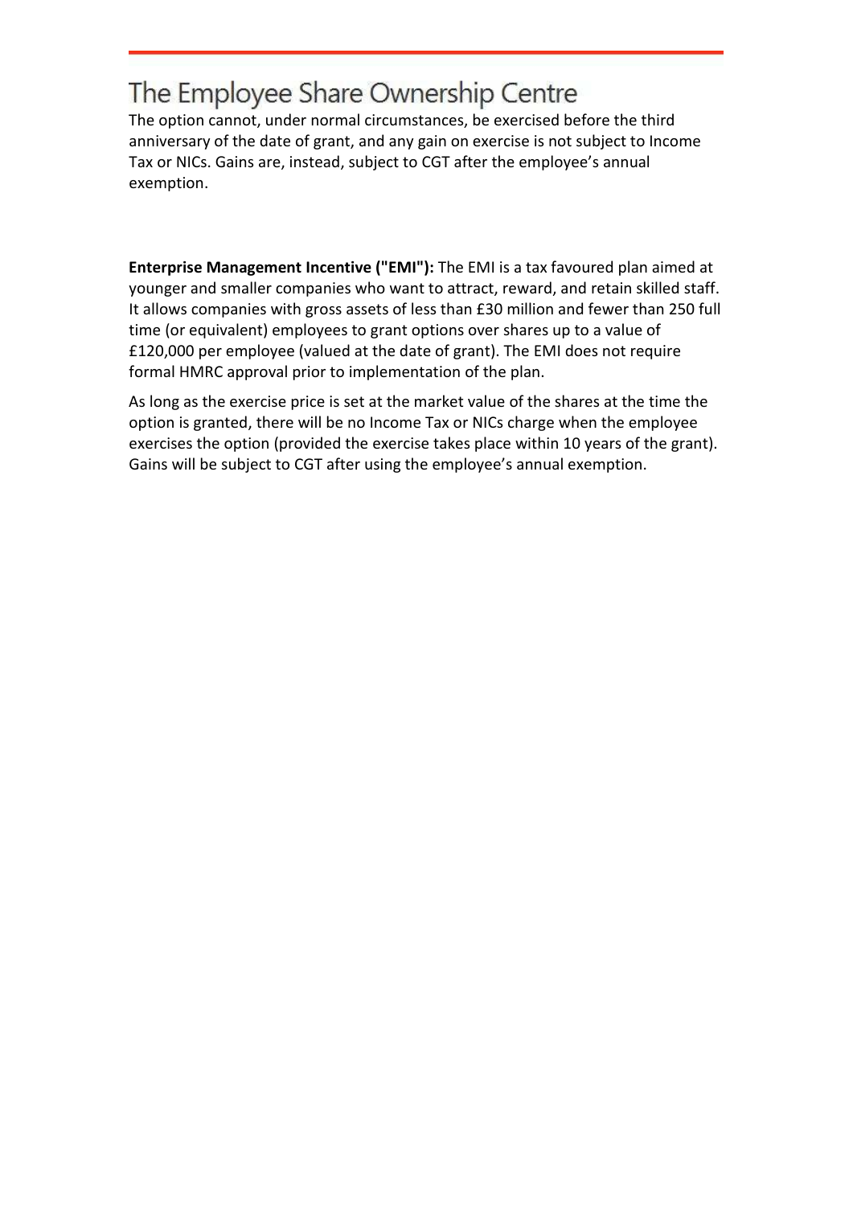The option cannot, under normal circumstances, be exercised before the third anniversary of the date of grant, and any gain on exercise is not subject to Income Tax or NICs. Gains are, instead, subject to CGT after the employee's annual exemption.

**Enterprise Management Incentive ("EMI"):** The EMI is a tax favoured plan aimed at younger and smaller companies who want to attract, reward, and retain skilled staff. It allows companies with gross assets of less than £30 million and fewer than 250 full time (or equivalent) employees to grant options over shares up to a value of £120,000 per employee (valued at the date of grant). The EMI does not require formal HMRC approval prior to implementation of the plan.

As long as the exercise price is set at the market value of the shares at the time the option is granted, there will be no Income Tax or NICs charge when the employee exercises the option (provided the exercise takes place within 10 years of the grant). Gains will be subject to CGT after using the employee's annual exemption.